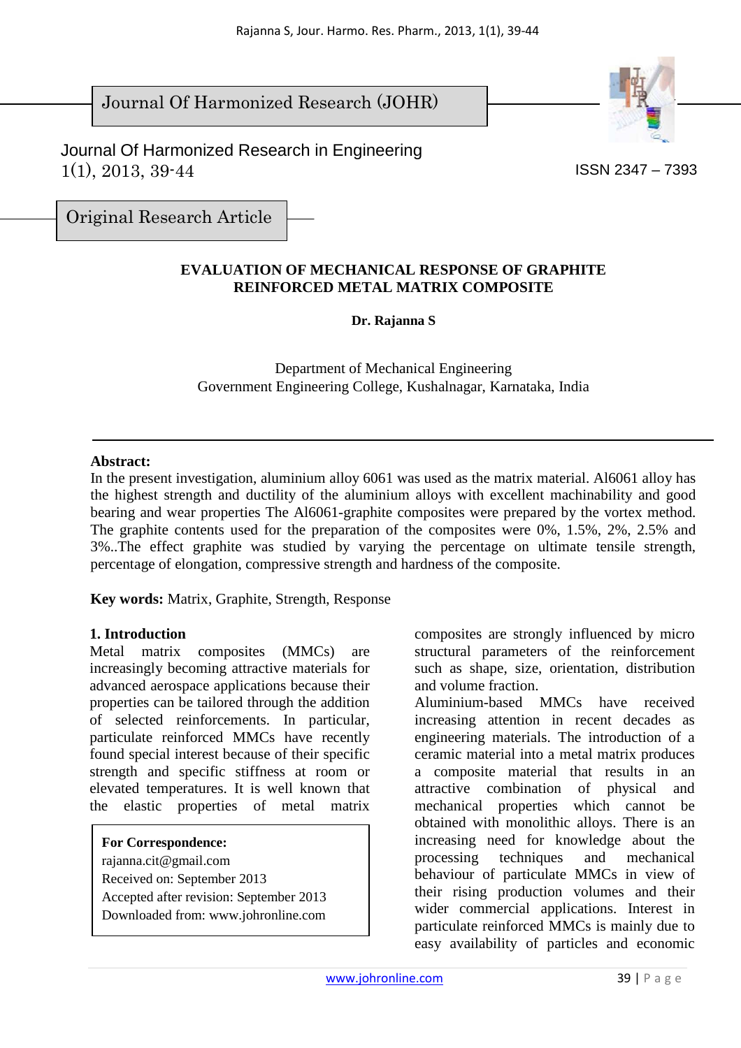Journal Of Harmonized Research (JOHR)

Journal Of Harmonized Research in Engineering
1(1), 2013, 39-44

ISSN 2347 – 7393

Original Research Article

# EVALUATION OF MECHANICAL RESPONSE OF GRAPHITE REINFORCED METAL MATRIX COMPOSITE

**Dr. Rajanna S**

Department of Mechanical Engineering
Government Engineering College, Kushalnagar, Karnataka, India

---

**Abstract:**
In the present investigation, aluminium alloy 6061 was used as the matrix material. Al6061 alloy has the highest strength and ductility of the aluminium alloys with excellent machinability and good bearing and wear properties The Al6061-graphite composites were prepared by the vortex method. The graphite contents used for the preparation of the composites were 0%, 1.5%, 2%, 2.5% and 3%..The effect graphite was studied by varying the percentage on ultimate tensile strength, percentage of elongation, compressive strength and hardness of the composite.

**Key words:** Matrix, Graphite, Strength, Response

## 1. Introduction

Metal matrix composites (MMCs) are increasingly becoming attractive materials for advanced aerospace applications because their properties can be tailored through the addition of selected reinforcements. In particular, particulate reinforced MMCs have recently found special interest because of their specific strength and specific stiffness at room or elevated temperatures. It is well known that the elastic properties of metal matrix composites are strongly influenced by micro structural parameters of the reinforcement such as shape, size, orientation, distribution and volume fraction.

Aluminium-based MMCs have received increasing attention in recent decades as engineering materials. The introduction of a ceramic material into a metal matrix produces a composite material that results in an attractive combination of physical and mechanical properties which cannot be obtained with monolithic alloys. There is an increasing need for knowledge about the processing techniques and mechanical behaviour of particulate MMCs in view of their rising production volumes and their wider commercial applications. Interest in particulate reinforced MMCs is mainly due to easy availability of particles and economic

**For Correspondence:**
rajanna.cit@gmail.com
Received on: September 2013
Accepted after revision: September 2013
Downloaded from: www.johronline.com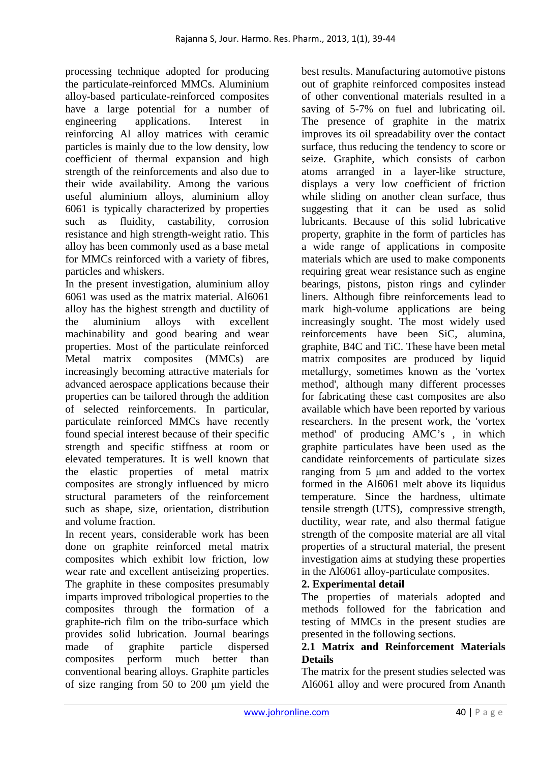processing technique adopted for producing the particulate-reinforced MMCs. Aluminium alloy-based particulate-reinforced composites have a large potential for a number of engineering applications. Interest in reinforcing Al alloy matrices with ceramic particles is mainly due to the low density, low coefficient of thermal expansion and high strength of the reinforcements and also due to their wide availability. Among the various useful aluminium alloys, aluminium alloy 6061 is typically characterized by properties such as fluidity, castability, corrosion resistance and high strength-weight ratio. This alloy has been commonly used as a base metal for MMCs reinforced with a variety of fibres, particles and whiskers.

In the present investigation, aluminium alloy 6061 was used as the matrix material. Al6061 alloy has the highest strength and ductility of the aluminium alloys with excellent machinability and good bearing and wear properties. Most of the particulate reinforced Metal matrix composites (MMCs) are increasingly becoming attractive materials for advanced aerospace applications because their properties can be tailored through the addition of selected reinforcements. In particular, particulate reinforced MMCs have recently found special interest because of their specific strength and specific stiffness at room or elevated temperatures. It is well known that the elastic properties of metal matrix composites are strongly influenced by micro structural parameters of the reinforcement such as shape, size, orientation, distribution and volume fraction.

In recent years, considerable work has been done on graphite reinforced metal matrix composites which exhibit low friction, low wear rate and excellent antiseizing properties. The graphite in these composites presumably imparts improved tribological properties to the composites through the formation of a graphite-rich film on the tribo-surface which provides solid lubrication. Journal bearings made of graphite particle dispersed composites perform much better than conventional bearing alloys. Graphite particles of size ranging from 50 to 200 μm yield the best results. Manufacturing automotive pistons out of graphite reinforced composites instead of other conventional materials resulted in a saving of 5-7% on fuel and lubricating oil. The presence of graphite in the matrix improves its oil spreadability over the contact surface, thus reducing the tendency to score or seize. Graphite, which consists of carbon atoms arranged in a layer-like structure, displays a very low coefficient of friction while sliding on another clean surface, thus suggesting that it can be used as solid lubricants. Because of this solid lubricative property, graphite in the form of particles has a wide range of applications in composite materials which are used to make components requiring great wear resistance such as engine bearings, pistons, piston rings and cylinder liners. Although fibre reinforcements lead to mark high-volume applications are being increasingly sought. The most widely used reinforcements have been SiC, alumina, graphite, B4C and TiC. These have been metal matrix composites are produced by liquid metallurgy, sometimes known as the 'vortex method', although many different processes for fabricating these cast composites are also available which have been reported by various researchers. In the present work, the 'vortex method' of producing AMC's , in which graphite particulates have been used as the candidate reinforcements of particulate sizes ranging from 5 μm and added to the vortex formed in the Al6061 melt above its liquidus temperature. Since the hardness, ultimate tensile strength (UTS), compressive strength, ductility, wear rate, and also thermal fatigue strength of the composite material are all vital properties of a structural material, the present investigation aims at studying these properties in the Al6061 alloy-particulate composites.

## 2. Experimental detail

The properties of materials adopted and methods followed for the fabrication and testing of MMCs in the present studies are presented in the following sections.

### 2.1 Matrix and Reinforcement Materials Details

The matrix for the present studies selected was Al6061 alloy and were procured from Ananth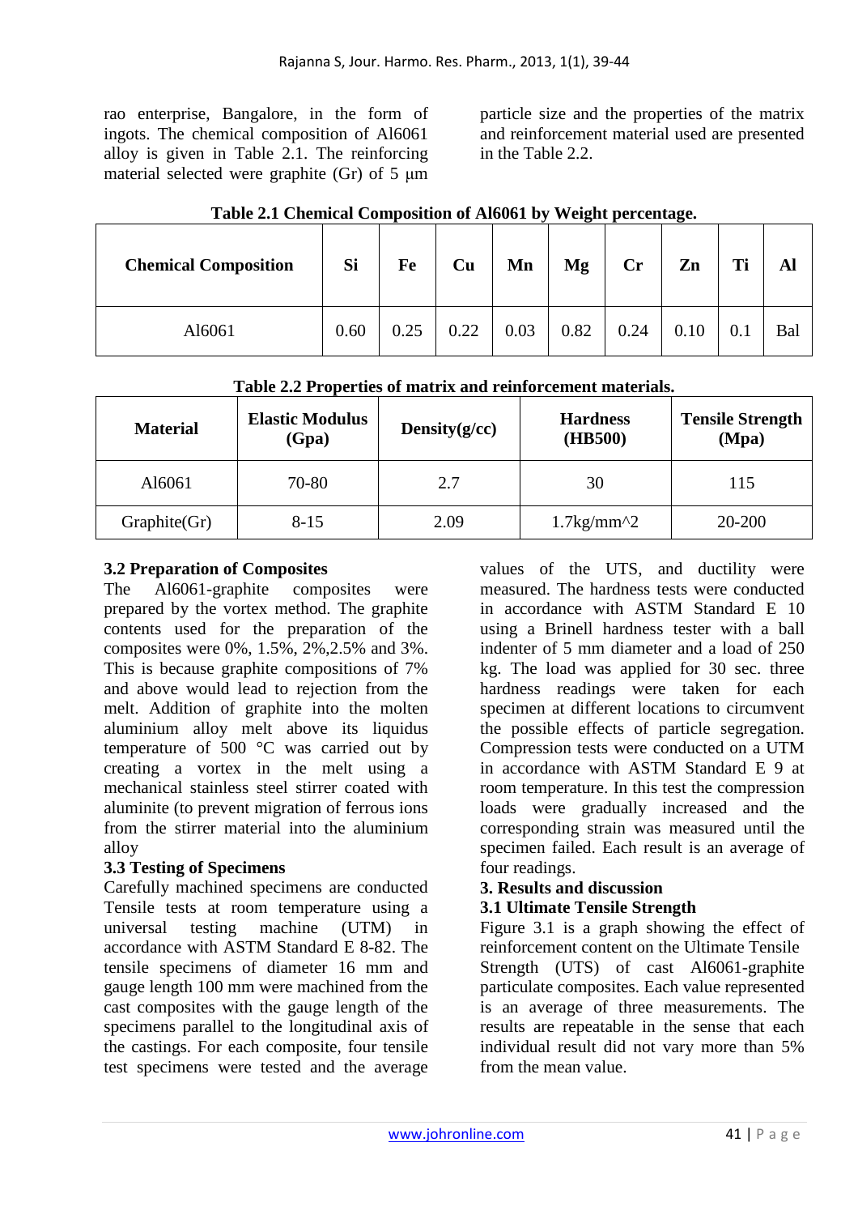rao enterprise, Bangalore, in the form of ingots. The chemical composition of Al6061 alloy is given in Table 2.1. The reinforcing material selected were graphite (Gr) of 5 µm particle size and the properties of the matrix and reinforcement material used are presented in the Table 2.2.

**Table 2.1 Chemical Composition of Al6061 by Weight percentage.**

| Chemical Composition | Si | Fe | Cu | Mn | Mg | Cr | Zn | Ti | Al |
|---|---|---|---|---|---|---|---|---|---|
| Al6061 | 0.60 | 0.25 | 0.22 | 0.03 | 0.82 | 0.24 | 0.10 | 0.1 | Bal |

**Table 2.2 Properties of matrix and reinforcement materials.**

| Material | Elastic Modulus (Gpa) | Density(g/cc) | Hardness (HB500) | Tensile Strength (Mpa) |
|---|---|---|---|---|
| Al6061 | 70-80 | 2.7 | 30 | 115 |
| Graphite(Gr) | 8-15 | 2.09 | 1.7kg/mm^2 | 20-200 |

### 3.2 Preparation of Composites

The Al6061-graphite composites were prepared by the vortex method. The graphite contents used for the preparation of the composites were 0%, 1.5%, 2%,2.5% and 3%. This is because graphite compositions of 7% and above would lead to rejection from the melt. Addition of graphite into the molten aluminium alloy melt above its liquidus temperature of 500 °C was carried out by creating a vortex in the melt using a mechanical stainless steel stirrer coated with aluminite (to prevent migration of ferrous ions from the stirrer material into the aluminium alloy

### 3.3 Testing of Specimens

Carefully machined specimens are conducted Tensile tests at room temperature using a universal testing machine (UTM) in accordance with ASTM Standard E 8-82. The tensile specimens of diameter 16 mm and gauge length 100 mm were machined from the cast composites with the gauge length of the specimens parallel to the longitudinal axis of the castings. For each composite, four tensile test specimens were tested and the average values of the UTS, and ductility were measured. The hardness tests were conducted in accordance with ASTM Standard E 10 using a Brinell hardness tester with a ball indenter of 5 mm diameter and a load of 250 kg. The load was applied for 30 sec. three hardness readings were taken for each specimen at different locations to circumvent the possible effects of particle segregation. Compression tests were conducted on a UTM in accordance with ASTM Standard E 9 at room temperature. In this test the compression loads were gradually increased and the corresponding strain was measured until the specimen failed. Each result is an average of four readings.

## 3. Results and discussion

### 3.1 Ultimate Tensile Strength

Figure 3.1 is a graph showing the effect of reinforcement content on the Ultimate Tensile Strength (UTS) of cast Al6061-graphite particulate composites. Each value represented is an average of three measurements. The results are repeatable in the sense that each individual result did not vary more than 5% from the mean value.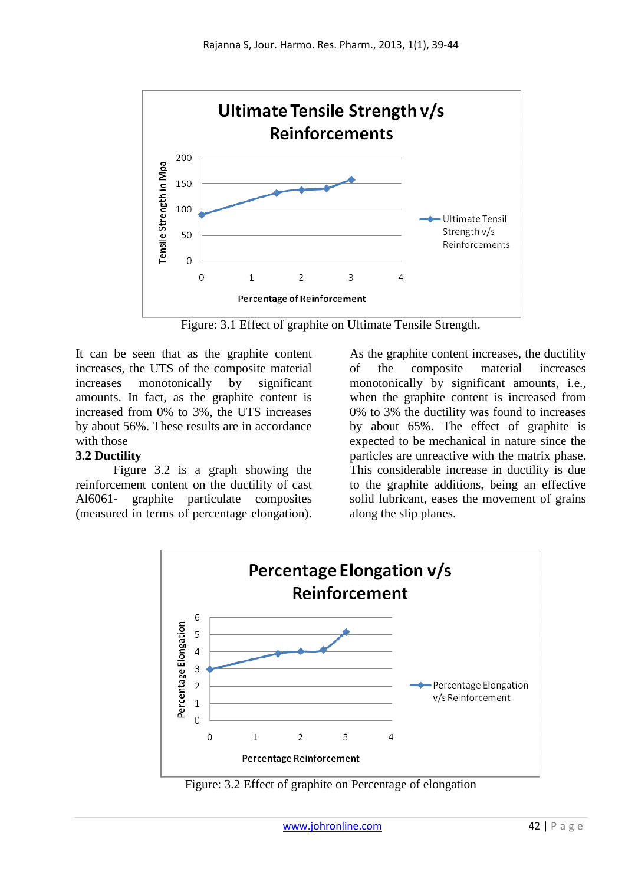Figure: 3.1 Effect of graphite on Ultimate Tensile Strength.

It can be seen that as the graphite content increases, the UTS of the composite material increases monotonically by significant amounts. In fact, as the graphite content is increased from 0% to 3%, the UTS increases by about 56%. These results are in accordance with those

### 3.2 Ductility

Figure 3.2 is a graph showing the reinforcement content on the ductility of cast Al6061- graphite particulate composites (measured in terms of percentage elongation). As the graphite content increases, the ductility of the composite material increases monotonically by significant amounts, i.e., when the graphite content is increased from 0% to 3% the ductility was found to increases by about 65%. The effect of graphite is expected to be mechanical in nature since the particles are unreactive with the matrix phase. This considerable increase in ductility is due to the graphite additions, being an effective solid lubricant, eases the movement of grains along the slip planes.

Figure: 3.2 Effect of graphite on Percentage of elongation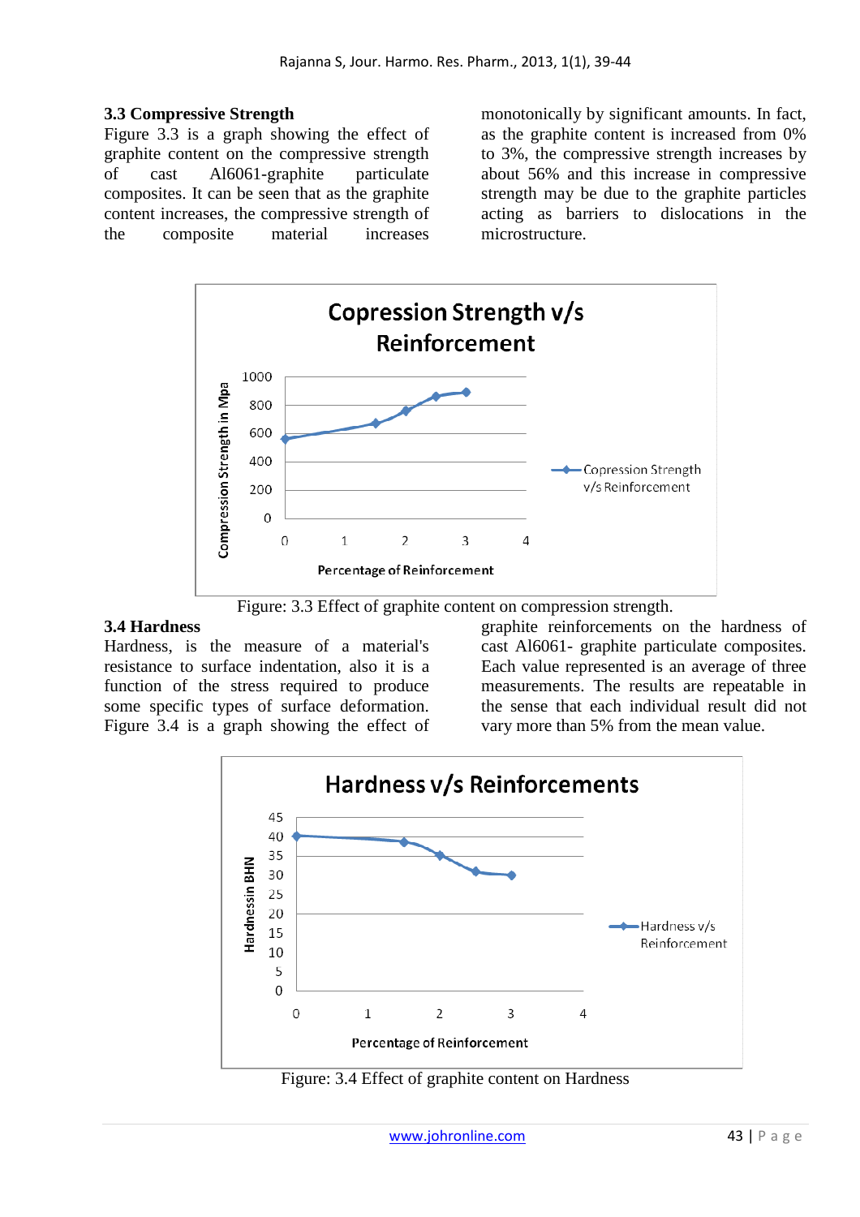### 3.3 Compressive Strength

Figure 3.3 is a graph showing the effect of graphite content on the compressive strength of cast Al6061-graphite particulate composites. It can be seen that as the graphite content increases, the compressive strength of the composite material increases monotonically by significant amounts. In fact, as the graphite content is increased from 0% to 3%, the compressive strength increases by about 56% and this increase in compressive strength may be due to the graphite particles acting as barriers to dislocations in the microstructure.

Figure: 3.3 Effect of graphite content on compression strength.

### 3.4 Hardness

Hardness, is the measure of a material's resistance to surface indentation, also it is a function of the stress required to produce some specific types of surface deformation. Figure 3.4 is a graph showing the effect of graphite reinforcements on the hardness of cast Al6061- graphite particulate composites. Each value represented is an average of three measurements. The results are repeatable in the sense that each individual result did not vary more than 5% from the mean value.

Figure: 3.4 Effect of graphite content on Hardness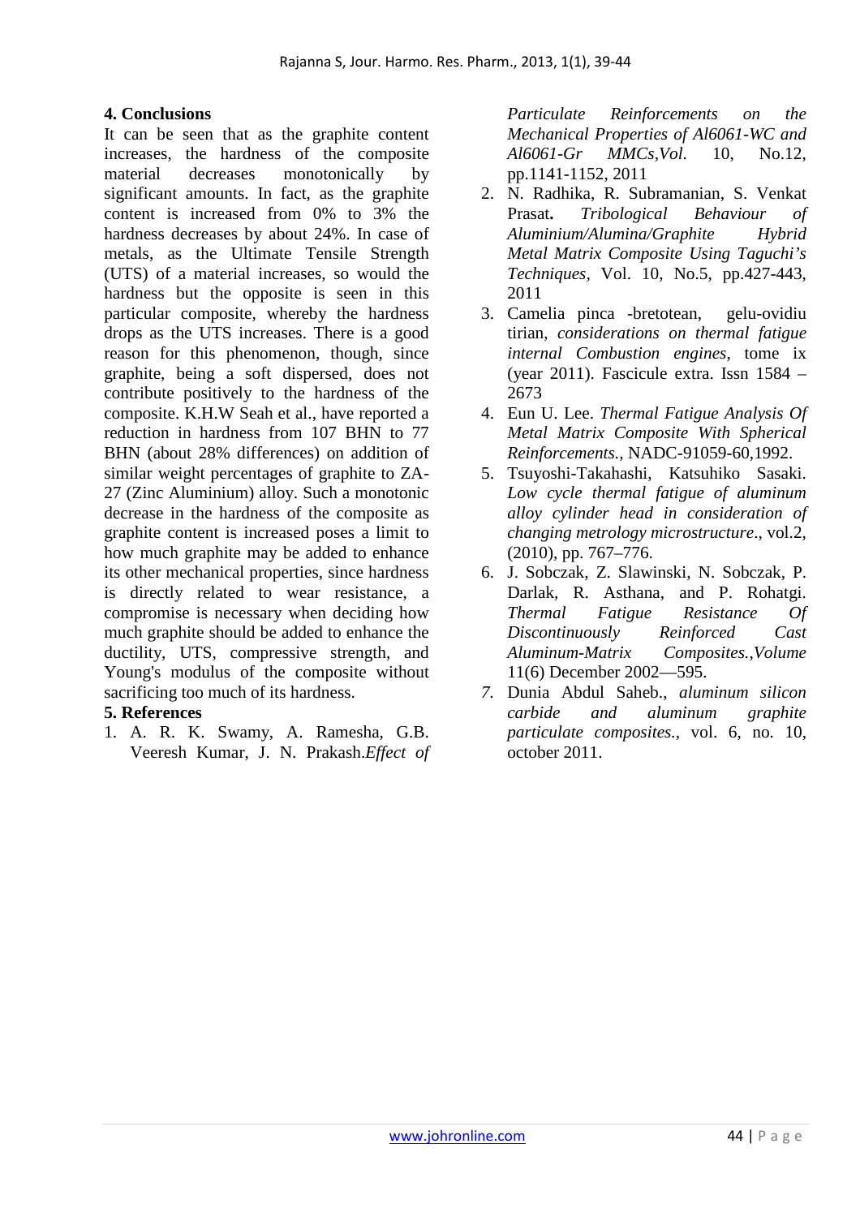## 4. Conclusions

It can be seen that as the graphite content increases, the hardness of the composite material decreases monotonically by significant amounts. In fact, as the graphite content is increased from 0% to 3% the hardness decreases by about 24%. In case of metals, as the Ultimate Tensile Strength (UTS) of a material increases, so would the hardness but the opposite is seen in this particular composite, whereby the hardness drops as the UTS increases. There is a good reason for this phenomenon, though, since graphite, being a soft dispersed, does not contribute positively to the hardness of the composite. K.H.W Seah et al., have reported a reduction in hardness from 107 BHN to 77 BHN (about 28% differences) on addition of similar weight percentages of graphite to ZA-27 (Zinc Aluminium) alloy. Such a monotonic decrease in the hardness of the composite as graphite content is increased poses a limit to how much graphite may be added to enhance its other mechanical properties, since hardness is directly related to wear resistance, a compromise is necessary when deciding how much graphite should be added to enhance the ductility, UTS, compressive strength, and Young's modulus of the composite without sacrificing too much of its hardness.

## 5. References

1. A. R. K. Swamy, A. Ramesha, G.B. Veeresh Kumar, J. N. Prakash.*Effect of Particulate Reinforcements on the Mechanical Properties of Al6061-WC and Al6061-Gr MMCs,Vol.* 10, No.12, pp.1141-1152, 2011
2. N. Radhika, R. Subramanian, S. Venkat Prasat**.** *Tribological Behaviour of Aluminium/Alumina/Graphite Hybrid Metal Matrix Composite Using Taguchi's Techniques*, Vol. 10, No.5, pp.427-443, 2011
3. Camelia pinca -bretotean, gelu-ovidiu tirian, *considerations on thermal fatigue internal Combustion engines*, tome ix (year 2011). Fascicule extra. Issn 1584 – 2673
4. Eun U. Lee. *Thermal Fatigue Analysis Of Metal Matrix Composite With Spherical Reinforcements.*, NADC-91059-60,1992.
5. Tsuyoshi-Takahashi, Katsuhiko Sasaki. *Low cycle thermal fatigue of aluminum alloy cylinder head in consideration of changing metrology microstructure*., vol.2, (2010), pp. 767–776.
6. J. Sobczak, Z. Slawinski, N. Sobczak, P. Darlak, R. Asthana, and P. Rohatgi. *Thermal Fatigue Resistance Of Discontinuously Reinforced Cast Aluminum-Matrix Composites.,Volume* 11(6) December 2002—595.
7. Dunia Abdul Saheb., *aluminum silicon carbide and aluminum graphite particulate composites.*, vol. 6, no. 10, october 2011.